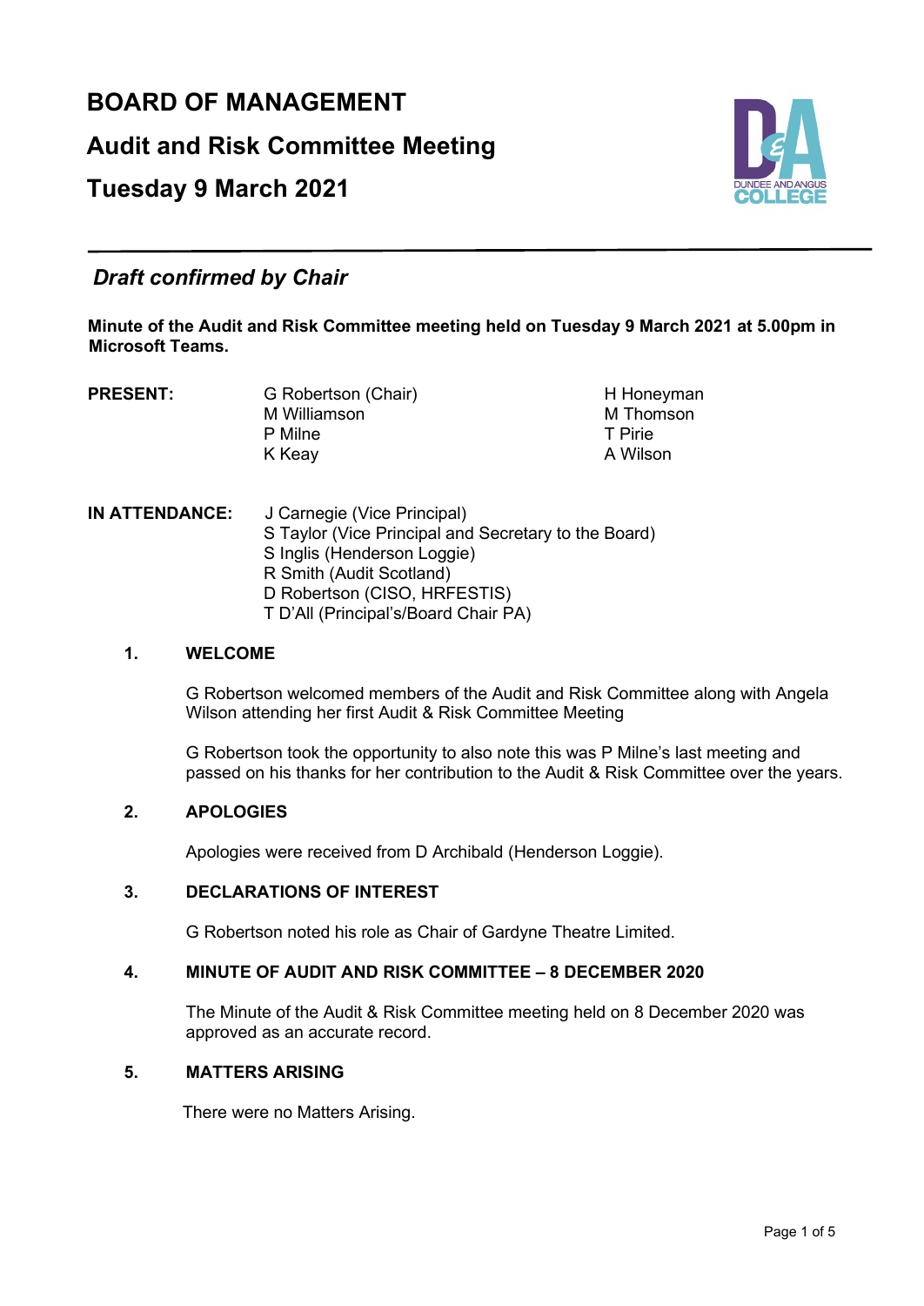# BOARD OF MANAGEMENT

## Audit and Risk Committee Meeting

## Tuesday 9 March 2021

### *Draft confirmed by Chair*

**Minute of the Audit and Risk Committee meeting held on Tuesday 9 March 2021 at 5.00pm in Microsoft Teams.**

**PRESENT:**
G Robertson (Chair)
M Williamson
P Milne
K Keay
H Honeyman
M Thomson
T Pirie
A Wilson

**IN ATTENDANCE:**
J Carnegie (Vice Principal)
S Taylor (Vice Principal and Secretary to the Board)
S Inglis (Henderson Loggie)
R Smith (Audit Scotland)
D Robertson (CISO, HRFESTIS)
T D'All (Principal's/Board Chair PA)

**1. WELCOME**

G Robertson welcomed members of the Audit and Risk Committee along with Angela Wilson attending her first Audit & Risk Committee Meeting

G Robertson took the opportunity to also note this was P Milne's last meeting and passed on his thanks for her contribution to the Audit & Risk Committee over the years.

**2. APOLOGIES**

Apologies were received from D Archibald (Henderson Loggie).

**3. DECLARATIONS OF INTEREST**

G Robertson noted his role as Chair of Gardyne Theatre Limited.

**4. MINUTE OF AUDIT AND RISK COMMITTEE – 8 DECEMBER 2020**

The Minute of the Audit & Risk Committee meeting held on 8 December 2020 was approved as an accurate record.

**5. MATTERS ARISING**

There were no Matters Arising.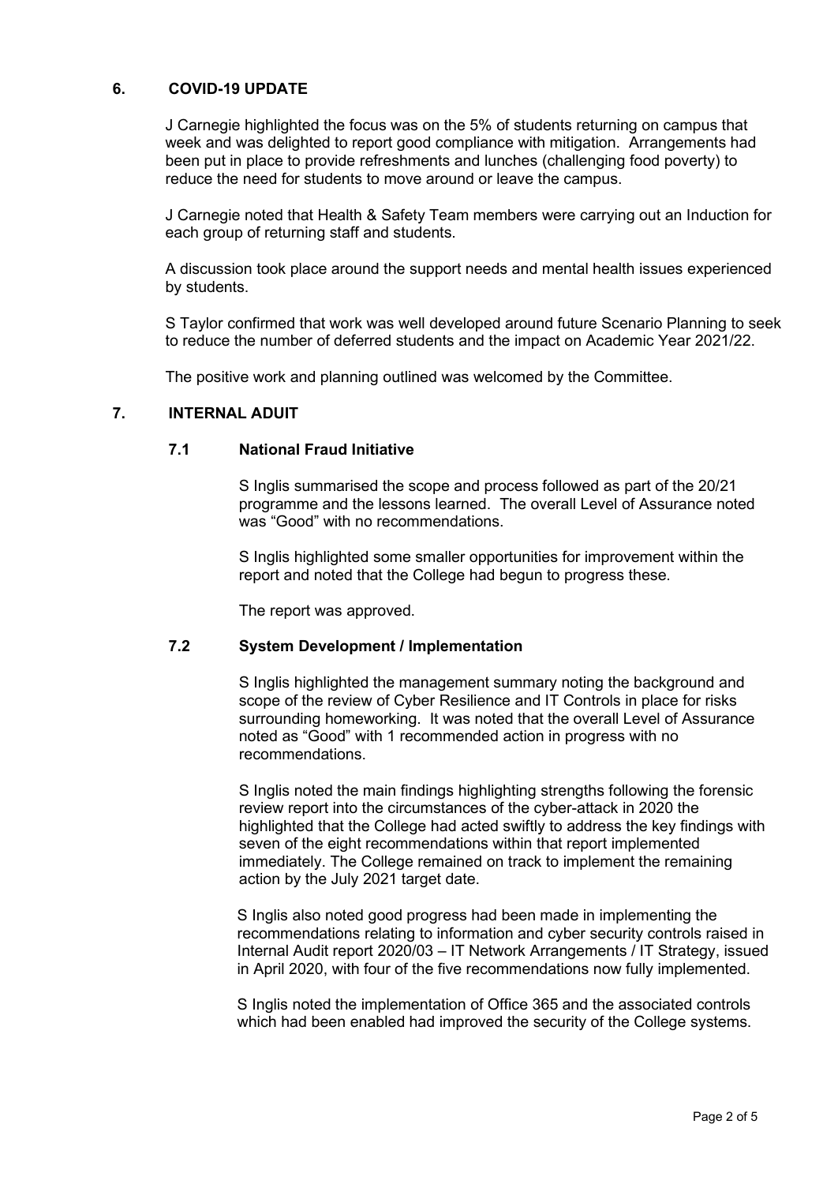## 6. COVID-19 UPDATE

J Carnegie highlighted the focus was on the 5% of students returning on campus that week and was delighted to report good compliance with mitigation. Arrangements had been put in place to provide refreshments and lunches (challenging food poverty) to reduce the need for students to move around or leave the campus.

J Carnegie noted that Health & Safety Team members were carrying out an Induction for each group of returning staff and students.

A discussion took place around the support needs and mental health issues experienced by students.

S Taylor confirmed that work was well developed around future Scenario Planning to seek to reduce the number of deferred students and the impact on Academic Year 2021/22.

The positive work and planning outlined was welcomed by the Committee.

## 7. INTERNAL ADUIT

### 7.1 National Fraud Initiative

S Inglis summarised the scope and process followed as part of the 20/21 programme and the lessons learned. The overall Level of Assurance noted was "Good" with no recommendations.

S Inglis highlighted some smaller opportunities for improvement within the report and noted that the College had begun to progress these.

The report was approved.

### 7.2 System Development / Implementation

S Inglis highlighted the management summary noting the background and scope of the review of Cyber Resilience and IT Controls in place for risks surrounding homeworking. It was noted that the overall Level of Assurance noted as "Good" with 1 recommended action in progress with no recommendations.

S Inglis noted the main findings highlighting strengths following the forensic review report into the circumstances of the cyber-attack in 2020 the highlighted that the College had acted swiftly to address the key findings with seven of the eight recommendations within that report implemented immediately. The College remained on track to implement the remaining action by the July 2021 target date.

S Inglis also noted good progress had been made in implementing the recommendations relating to information and cyber security controls raised in Internal Audit report 2020/03 – IT Network Arrangements / IT Strategy, issued in April 2020, with four of the five recommendations now fully implemented.

S Inglis noted the implementation of Office 365 and the associated controls which had been enabled had improved the security of the College systems.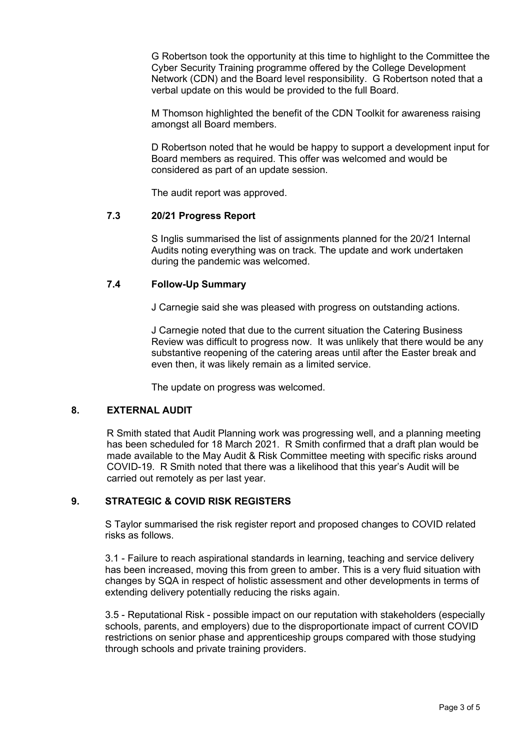G Robertson took the opportunity at this time to highlight to the Committee the Cyber Security Training programme offered by the College Development Network (CDN) and the Board level responsibility. G Robertson noted that a verbal update on this would be provided to the full Board.

M Thomson highlighted the benefit of the CDN Toolkit for awareness raising amongst all Board members.

D Robertson noted that he would be happy to support a development input for Board members as required. This offer was welcomed and would be considered as part of an update session.

The audit report was approved.

### 7.3 20/21 Progress Report

S Inglis summarised the list of assignments planned for the 20/21 Internal Audits noting everything was on track. The update and work undertaken during the pandemic was welcomed.

### 7.4 Follow-Up Summary

J Carnegie said she was pleased with progress on outstanding actions.

J Carnegie noted that due to the current situation the Catering Business Review was difficult to progress now. It was unlikely that there would be any substantive reopening of the catering areas until after the Easter break and even then, it was likely remain as a limited service.

The update on progress was welcomed.

## 8. EXTERNAL AUDIT

R Smith stated that Audit Planning work was progressing well, and a planning meeting has been scheduled for 18 March 2021. R Smith confirmed that a draft plan would be made available to the May Audit & Risk Committee meeting with specific risks around COVID-19. R Smith noted that there was a likelihood that this year's Audit will be carried out remotely as per last year.

## 9. STRATEGIC & COVID RISK REGISTERS

S Taylor summarised the risk register report and proposed changes to COVID related risks as follows.

3.1 - Failure to reach aspirational standards in learning, teaching and service delivery has been increased, moving this from green to amber. This is a very fluid situation with changes by SQA in respect of holistic assessment and other developments in terms of extending delivery potentially reducing the risks again.

3.5 - Reputational Risk - possible impact on our reputation with stakeholders (especially schools, parents, and employers) due to the disproportionate impact of current COVID restrictions on senior phase and apprenticeship groups compared with those studying through schools and private training providers.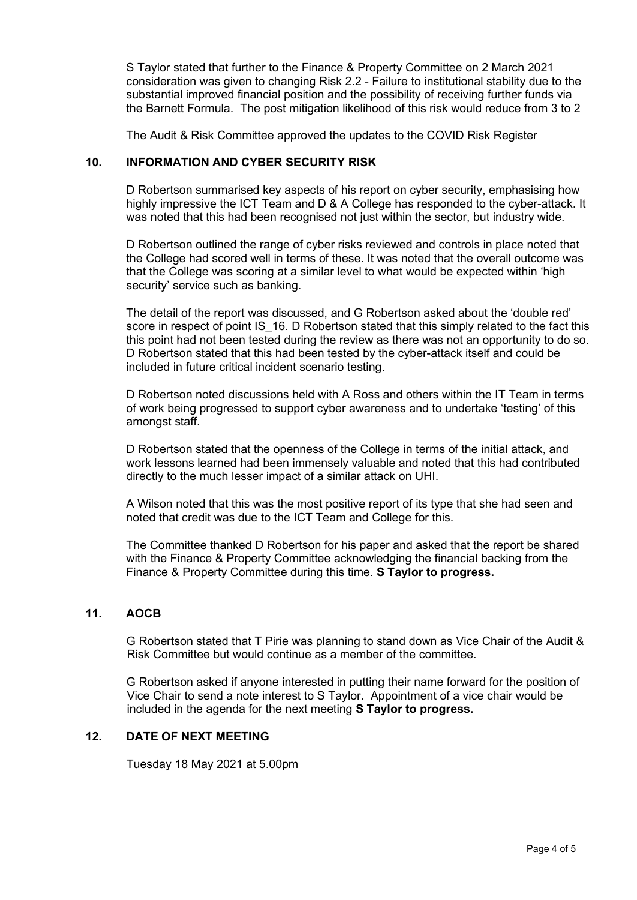S Taylor stated that further to the Finance & Property Committee on 2 March 2021 consideration was given to changing Risk 2.2 - Failure to institutional stability due to the substantial improved financial position and the possibility of receiving further funds via the Barnett Formula. The post mitigation likelihood of this risk would reduce from 3 to 2

The Audit & Risk Committee approved the updates to the COVID Risk Register

## 10. INFORMATION AND CYBER SECURITY RISK

D Robertson summarised key aspects of his report on cyber security, emphasising how highly impressive the ICT Team and D & A College has responded to the cyber-attack. It was noted that this had been recognised not just within the sector, but industry wide.

D Robertson outlined the range of cyber risks reviewed and controls in place noted that the College had scored well in terms of these. It was noted that the overall outcome was that the College was scoring at a similar level to what would be expected within 'high security' service such as banking.

The detail of the report was discussed, and G Robertson asked about the 'double red' score in respect of point IS_16. D Robertson stated that this simply related to the fact this this point had not been tested during the review as there was not an opportunity to do so. D Robertson stated that this had been tested by the cyber-attack itself and could be included in future critical incident scenario testing.

D Robertson noted discussions held with A Ross and others within the IT Team in terms of work being progressed to support cyber awareness and to undertake 'testing' of this amongst staff.

D Robertson stated that the openness of the College in terms of the initial attack, and work lessons learned had been immensely valuable and noted that this had contributed directly to the much lesser impact of a similar attack on UHI.

A Wilson noted that this was the most positive report of its type that she had seen and noted that credit was due to the ICT Team and College for this.

The Committee thanked D Robertson for his paper and asked that the report be shared with the Finance & Property Committee acknowledging the financial backing from the Finance & Property Committee during this time. **S Taylor to progress.**

## 11. AOCB

G Robertson stated that T Pirie was planning to stand down as Vice Chair of the Audit & Risk Committee but would continue as a member of the committee.

G Robertson asked if anyone interested in putting their name forward for the position of Vice Chair to send a note interest to S Taylor. Appointment of a vice chair would be included in the agenda for the next meeting **S Taylor to progress.**

## 12. DATE OF NEXT MEETING

Tuesday 18 May 2021 at 5.00pm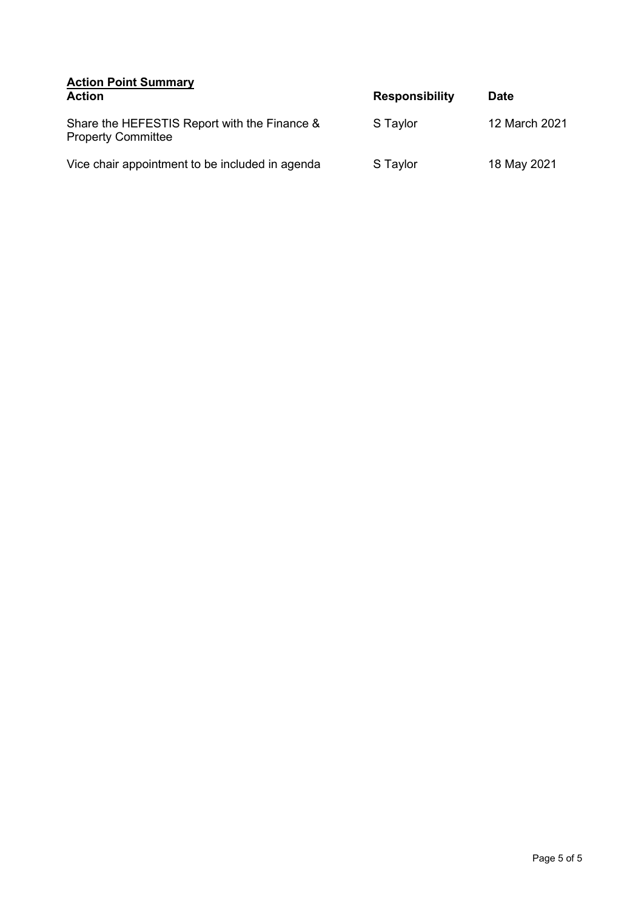**Action Point Summary**

| Action | Responsibility | Date |
| --- | --- | --- |
| Share the HEFESTIS Report with the Finance & Property Committee | S Taylor | 12 March 2021 |
| Vice chair appointment to be included in agenda | S Taylor | 18 May 2021 |